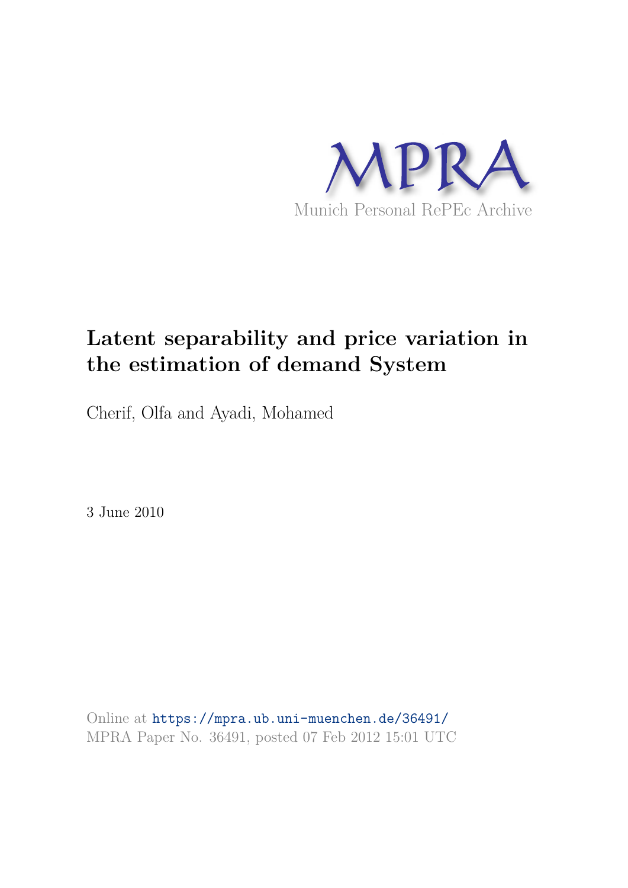MPRA

Munich Personal RePEc Archive

# Latent separability and price variation in the estimation of demand System

Cherif, Olfa and Ayadi, Mohamed

3 June 2010

Online at https://mpra.ub.uni-muenchen.de/36491/
MPRA Paper No. 36491, posted 07 Feb 2012 15:01 UTC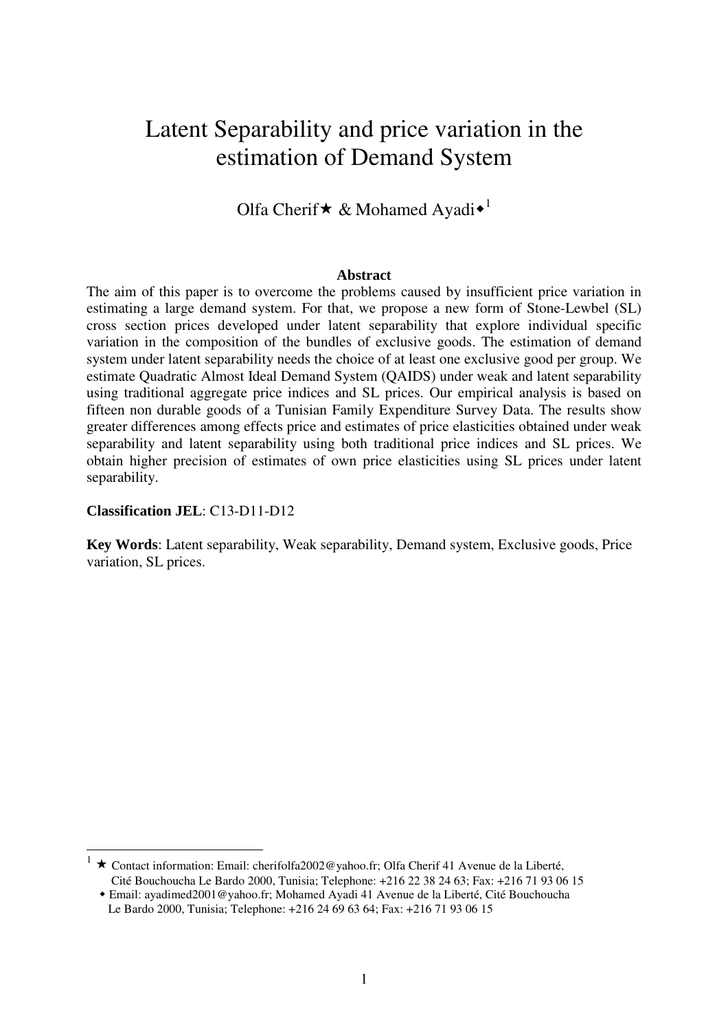# Latent Separability and price variation in the estimation of Demand System

Olfa Cherif★ & Mohamed Ayadi◆[1]

**Abstract**

The aim of this paper is to overcome the problems caused by insufficient price variation in estimating a large demand system. For that, we propose a new form of Stone-Lewbel (SL) cross section prices developed under latent separability that explore individual specific variation in the composition of the bundles of exclusive goods. The estimation of demand system under latent separability needs the choice of at least one exclusive good per group. We estimate Quadratic Almost Ideal Demand System (QAIDS) under weak and latent separability using traditional aggregate price indices and SL prices. Our empirical analysis is based on fifteen non durable goods of a Tunisian Family Expenditure Survey Data. The results show greater differences among effects price and estimates of price elasticities obtained under weak separability and latent separability using both traditional price indices and SL prices. We obtain higher precision of estimates of own price elasticities using SL prices under latent separability.

**Classification JEL**: C13-D11-D12

**Key Words**: Latent separability, Weak separability, Demand system, Exclusive goods, Price variation, SL prices.

---

[1] ★ Contact information: Email: cherifolfa2002@yahoo.fr; Olfa Cherif 41 Avenue de la Liberté, Cité Bouchoucha Le Bardo 2000, Tunisia; Telephone: +216 22 38 24 63; Fax: +216 71 93 06 15
◆ Email: ayadimed2001@yahoo.fr; Mohamed Ayadi 41 Avenue de la Liberté, Cité Bouchoucha Le Bardo 2000, Tunisia; Telephone: +216 24 69 63 64; Fax: +216 71 93 06 15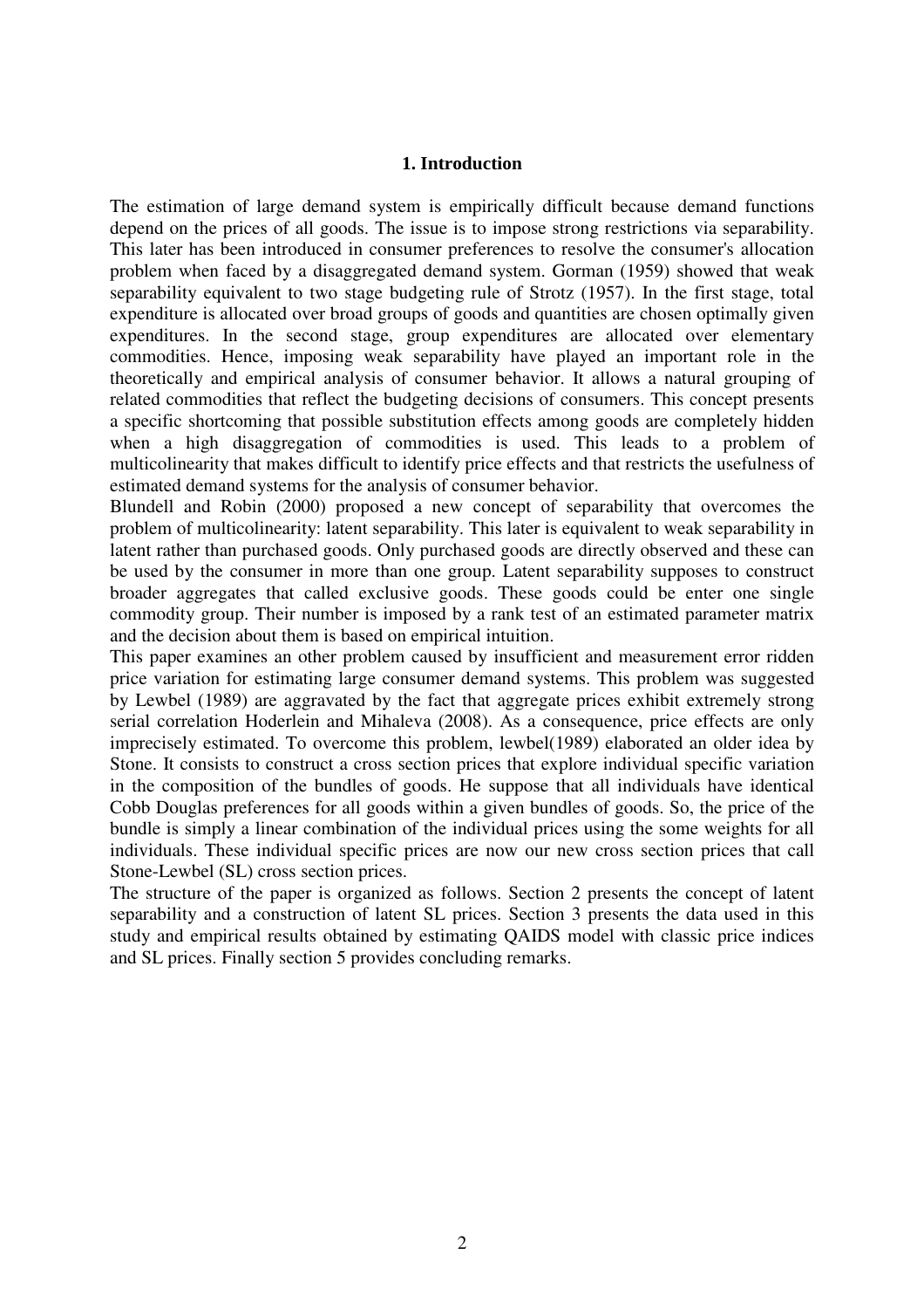## 1. Introduction

The estimation of large demand system is empirically difficult because demand functions depend on the prices of all goods. The issue is to impose strong restrictions via separability. This later has been introduced in consumer preferences to resolve the consumer's allocation problem when faced by a disaggregated demand system. Gorman (1959) showed that weak separability equivalent to two stage budgeting rule of Strotz (1957). In the first stage, total expenditure is allocated over broad groups of goods and quantities are chosen optimally given expenditures. In the second stage, group expenditures are allocated over elementary commodities. Hence, imposing weak separability have played an important role in the theoretically and empirical analysis of consumer behavior. It allows a natural grouping of related commodities that reflect the budgeting decisions of consumers. This concept presents a specific shortcoming that possible substitution effects among goods are completely hidden when a high disaggregation of commodities is used. This leads to a problem of multicolinearity that makes difficult to identify price effects and that restricts the usefulness of estimated demand systems for the analysis of consumer behavior.

Blundell and Robin (2000) proposed a new concept of separability that overcomes the problem of multicolinearity: latent separability. This later is equivalent to weak separability in latent rather than purchased goods. Only purchased goods are directly observed and these can be used by the consumer in more than one group. Latent separability supposes to construct broader aggregates that called exclusive goods. These goods could be enter one single commodity group. Their number is imposed by a rank test of an estimated parameter matrix and the decision about them is based on empirical intuition.

This paper examines an other problem caused by insufficient and measurement error ridden price variation for estimating large consumer demand systems. This problem was suggested by Lewbel (1989) are aggravated by the fact that aggregate prices exhibit extremely strong serial correlation Hoderlein and Mihaleva (2008). As a consequence, price effects are only imprecisely estimated. To overcome this problem, lewbel(1989) elaborated an older idea by Stone. It consists to construct a cross section prices that explore individual specific variation in the composition of the bundles of goods. He suppose that all individuals have identical Cobb Douglas preferences for all goods within a given bundles of goods. So, the price of the bundle is simply a linear combination of the individual prices using the some weights for all individuals. These individual specific prices are now our new cross section prices that call Stone-Lewbel (SL) cross section prices.

The structure of the paper is organized as follows. Section 2 presents the concept of latent separability and a construction of latent SL prices. Section 3 presents the data used in this study and empirical results obtained by estimating QAIDS model with classic price indices and SL prices. Finally section 5 provides concluding remarks.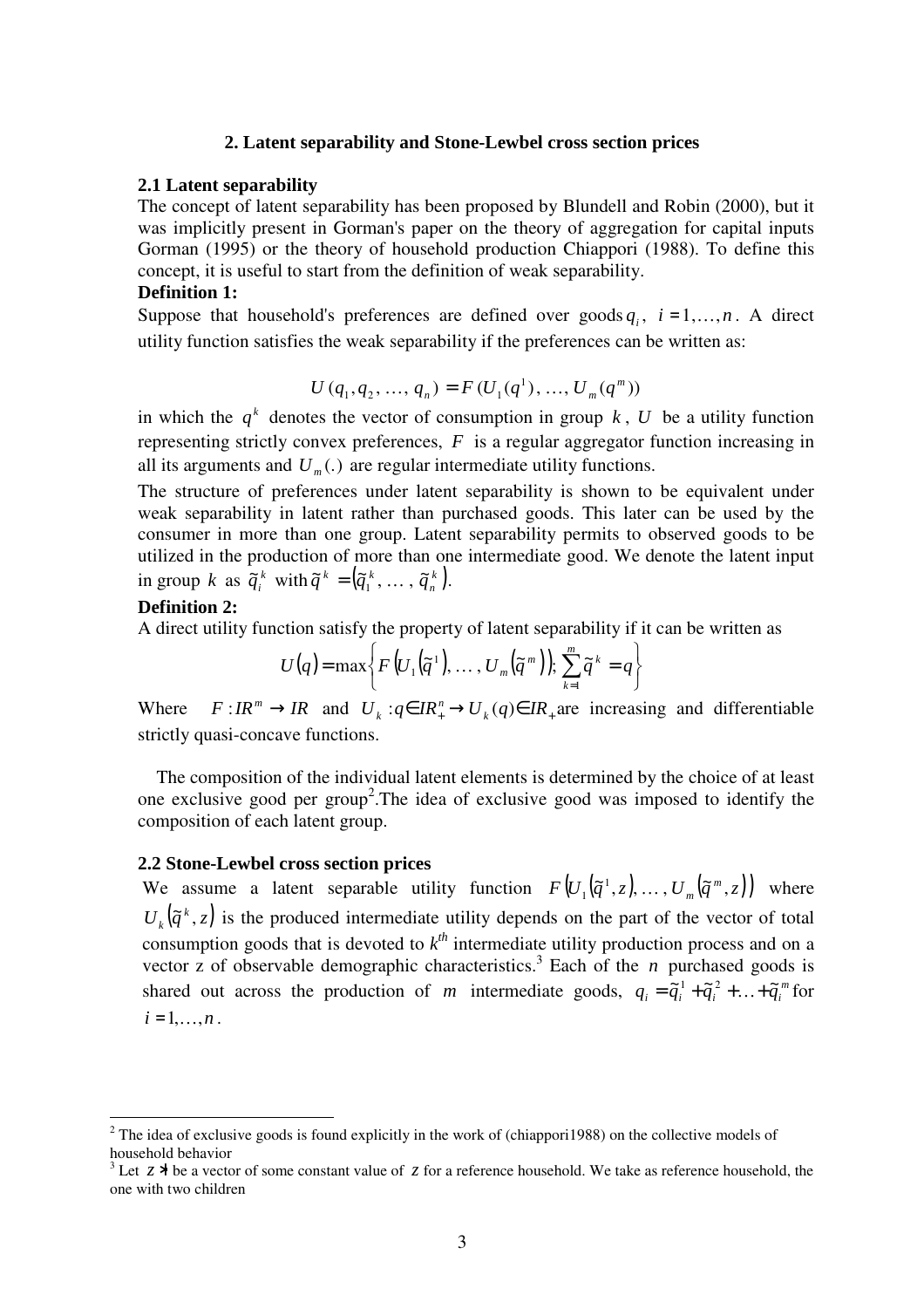## 2. Latent separability and Stone-Lewbel cross section prices

### 2.1 Latent separability

The concept of latent separability has been proposed by Blundell and Robin (2000), but it was implicitly present in Gorman's paper on the theory of aggregation for capital inputs Gorman (1995) or the theory of household production Chiappori (1988). To define this concept, it is useful to start from the definition of weak separability.

**Definition 1:**

Suppose that household's preferences are defined over goods $q_i$, $i = 1, \ldots, n$. A direct utility function satisfies the weak separability if the preferences can be written as:

$$U(q_1, q_2, \ldots, q_n) = F(U_1(q^1), \ldots, U_m(q^m))$$

in which the $q^k$ denotes the vector of consumption in group $k$, $U$ be a utility function representing strictly convex preferences, $F$ is a regular aggregator function increasing in all its arguments and $U_m(.)$ are regular intermediate utility functions.

The structure of preferences under latent separability is shown to be equivalent under weak separability in latent rather than purchased goods. This later can be used by the consumer in more than one group. Latent separability permits to observed goods to be utilized in the production of more than one intermediate good. We denote the latent input in group $k$ as $\tilde{q}_i^k$ with $\tilde{q}^k = (\tilde{q}_1^k, \ldots, \tilde{q}_n^k)$.

**Definition 2:**

A direct utility function satisfy the property of latent separability if it can be written as

$$U(q) = \max\left\{ F\left(U_1(\tilde{q}^1), \ldots, U_m(\tilde{q}^m)\right); \sum_{k=1}^{m} \tilde{q}^k = q \right\}$$

Where $F : IR^m \rightarrow IR$ and $U_k : q \in IR_+^n \rightarrow U_k(q) \in IR_+$ are increasing and differentiable strictly quasi-concave functions.

The composition of the individual latent elements is determined by the choice of at least one exclusive good per group[2].The idea of exclusive good was imposed to identify the composition of each latent group.

### 2.2 Stone-Lewbel cross section prices

We assume a latent separable utility function $F\left(U_1(\tilde{q}^1, z), \ldots, U_m(\tilde{q}^m, z)\right)$ where $U_k(\tilde{q}^k, z)$ is the produced intermediate utility depends on the part of the vector of total consumption goods that is devoted to $k^{th}$ intermediate utility production process and on a vector z of observable demographic characteristics.[3] Each of the $n$ purchased goods is shared out across the production of $m$ intermediate goods, $q_i = \tilde{q}_i^1 + \tilde{q}_i^2 + \ldots + \tilde{q}_i^m$ for $i = 1, \ldots, n$.

---

[2] The idea of exclusive goods is found explicitly in the work of (chiappori1988) on the collective models of household behavior

[3] Let $z^*$ be a vector of some constant value of $z$ for a reference household. We take as reference household, the one with two children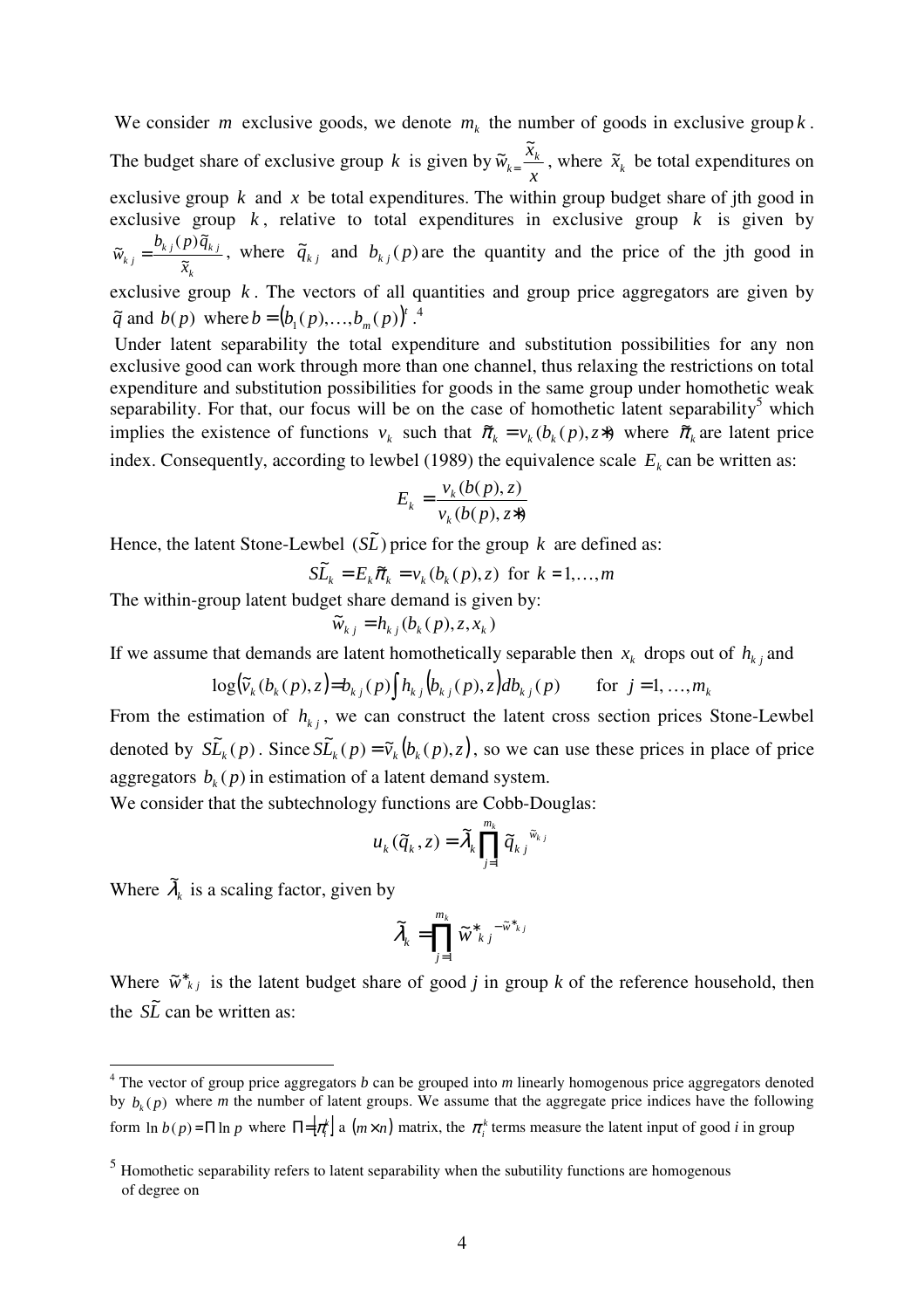We consider $m$ exclusive goods, we denote $m_k$ the number of goods in exclusive group $k$. The budget share of exclusive group $k$ is given by $\tilde{w}_{k=}\frac{\tilde{x}_k}{x}$, where $\tilde{x}_k$ be total expenditures on exclusive group $k$ and $x$ be total expenditures. The within group budget share of jth good in exclusive group $k$, relative to total expenditures in exclusive group $k$ is given by $\tilde{w}_{kj} = \frac{b_{kj}(p)\tilde{q}_{kj}}{\tilde{x}_k}$, where $\tilde{q}_{kj}$ and $b_{kj}(p)$ are the quantity and the price of the jth good in exclusive group $k$. The vectors of all quantities and group price aggregators are given by $\tilde{q}$ and $b(p)$ where $b = (b_1(p),\ldots,b_m(p))^t$.[4]

Under latent separability the total expenditure and substitution possibilities for any non exclusive good can work through more than one channel, thus relaxing the restrictions on total expenditure and substitution possibilities for goods in the same group under homothetic weak separability. For that, our focus will be on the case of homothetic latent separability[5] which implies the existence of functions $v_k$ such that $\tilde{\pi}_k = v_k(b_k(p), z*)$ where $\tilde{\pi}_k$ are latent price index. Consequently, according to lewbel (1989) the equivalence scale $E_k$ can be written as:

$$E_k = \frac{v_k(b(p), z)}{v_k(b(p), z*)}$$

Hence, the latent Stone-Lewbel $(S\tilde{L})$ price for the group $k$ are defined as:

$$S\tilde{L}_k = E_k \tilde{\pi}_k = v_k(b_k(p), z) \text{ for } k = 1,\ldots,m$$

The within-group latent budget share demand is given by:

$$\tilde{w}_{kj} = h_{kj}(b_k(p), z, x_k)$$

If we assume that demands are latent homothetically separable then $x_k$ drops out of $h_{kj}$ and

$$\log(\tilde{v}_k(b_k(p), z) = b_{kj}(p)\int h_{kj}(b_{kj}(p), z)db_{kj}(p) \qquad \text{for } j = 1, \ldots, m_k$$

From the estimation of $h_{kj}$, we can construct the latent cross section prices Stone-Lewbel denoted by $S\tilde{L}_k(p)$. Since $S\tilde{L}_k(p) = \tilde{v}_k(b_k(p), z)$, so we can use these prices in place of price aggregators $b_k(p)$ in estimation of a latent demand system.

We consider that the subtechnology functions are Cobb-Douglas:

$$u_k(\tilde{q}_k, z) = \tilde{\lambda}_k \prod_{j=1}^{m_k} \tilde{q}_{kj}^{\ \tilde{w}_{kj}}$$

Where $\tilde{\lambda}_k$ is a scaling factor, given by

$$\tilde{\lambda}_k = \prod_{j=1}^{m_k} \tilde{w}^*_{kj}{}^{-\tilde{w}^*_{kj}}$$

Where $\tilde{w}^*_{kj}$ is the latent budget share of good *j* in group *k* of the reference household, then the $S\tilde{L}$ can be written as:

---

[4] The vector of group price aggregators *b* can be grouped into *m* linearly homogenous price aggregators denoted by $b_k(p)$ where *m* the number of latent groups. We assume that the aggregate price indices have the following form $\ln b(p) = \Pi \ln p$ where $\Pi = [\pi_i^k]$ a $(m \times n)$ matrix, the $\pi_i^k$ terms measure the latent input of good *i* in group

[5] Homothetic separability refers to latent separability when the subutility functions are homogenous of degree on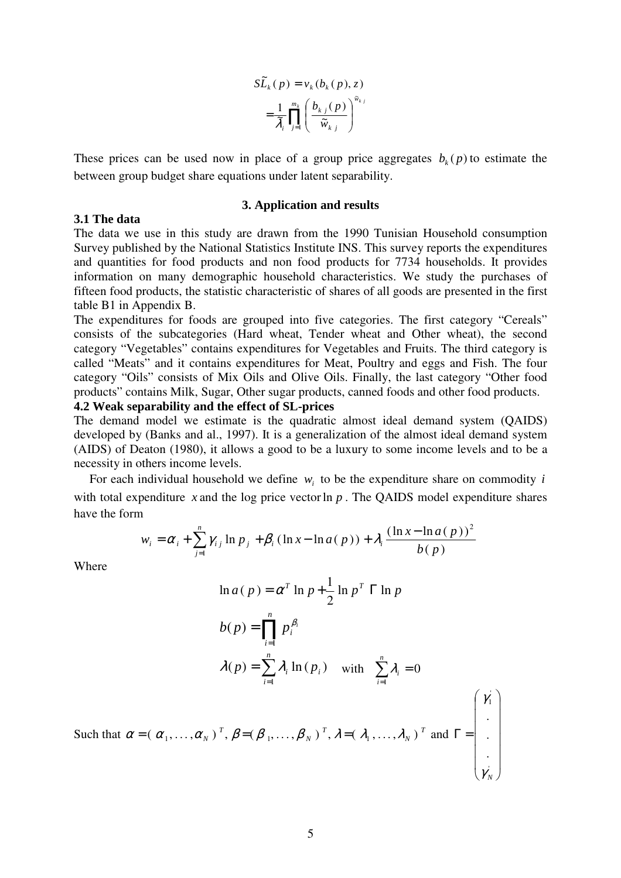$$
\begin{aligned}
S\widetilde{L}_k(p) &= v_k(b_k(p), z) \\
&= \frac{1}{\widetilde{\lambda}_i} \prod_{j=1}^{m_k} \left( \frac{b_{kj}(p)}{\widetilde{w}_{kj}} \right)^{\widetilde{w}_{kj}}
\end{aligned}
$$

These prices can be used now in place of a group price aggregates $b_k(p)$ to estimate the between group budget share equations under latent separability.

## 3. Application and results

### 3.1 The data

The data we use in this study are drawn from the 1990 Tunisian Household consumption Survey published by the National Statistics Institute INS. This survey reports the expenditures and quantities for food products and non food products for 7734 households. It provides information on many demographic household characteristics. We study the purchases of fifteen food products, the statistic characteristic of shares of all goods are presented in the first table B1 in Appendix B.

The expenditures for foods are grouped into five categories. The first category "Cereals" consists of the subcategories (Hard wheat, Tender wheat and Other wheat), the second category "Vegetables" contains expenditures for Vegetables and Fruits. The third category is called "Meats" and it contains expenditures for Meat, Poultry and eggs and Fish. The four category "Oils" consists of Mix Oils and Olive Oils. Finally, the last category "Other food products" contains Milk, Sugar, Other sugar products, canned foods and other food products.

### 4.2 Weak separability and the effect of SL-prices

The demand model we estimate is the quadratic almost ideal demand system (QAIDS) developed by (Banks and al., 1997). It is a generalization of the almost ideal demand system (AIDS) of Deaton (1980), it allows a good to be a luxury to some income levels and to be a necessity in others income levels.

For each individual household we define $w_i$ to be the expenditure share on commodity $i$ with total expenditure $x$ and the log price vector $\ln p$. The QAIDS model expenditure shares have the form

$$
w_i = \alpha_i + \sum_{j=1}^{n} \gamma_{ij} \ln p_j + \beta_i (\ln x - \ln a(p)) + \lambda_i \frac{(\ln x - \ln a(p))^2}{b(p)}
$$

Where

$$
\ln a(p) = \alpha^T \ln p + \frac{1}{2} \ln p^T \, \Gamma \, \ln p
$$

$$
b(p) = \prod_{i=1}^{n} p_i^{\beta_i}
$$

$$
\lambda(p) = \sum_{i=1}^{n} \lambda_i \ln(p_i) \quad \text{with} \quad \sum_{i=1}^{n} \lambda_i = 0
$$

Such that $\alpha = (\alpha_1, \ldots, \alpha_N)^T$, $\beta = (\beta_1, \ldots, \beta_N)^T$, $\lambda = (\lambda_1, \ldots, \lambda_N)^T$ and $\Gamma = \begin{pmatrix} \gamma_1^{'} \\ . \\ . \\ . \\ \gamma_N^{'} \end{pmatrix}$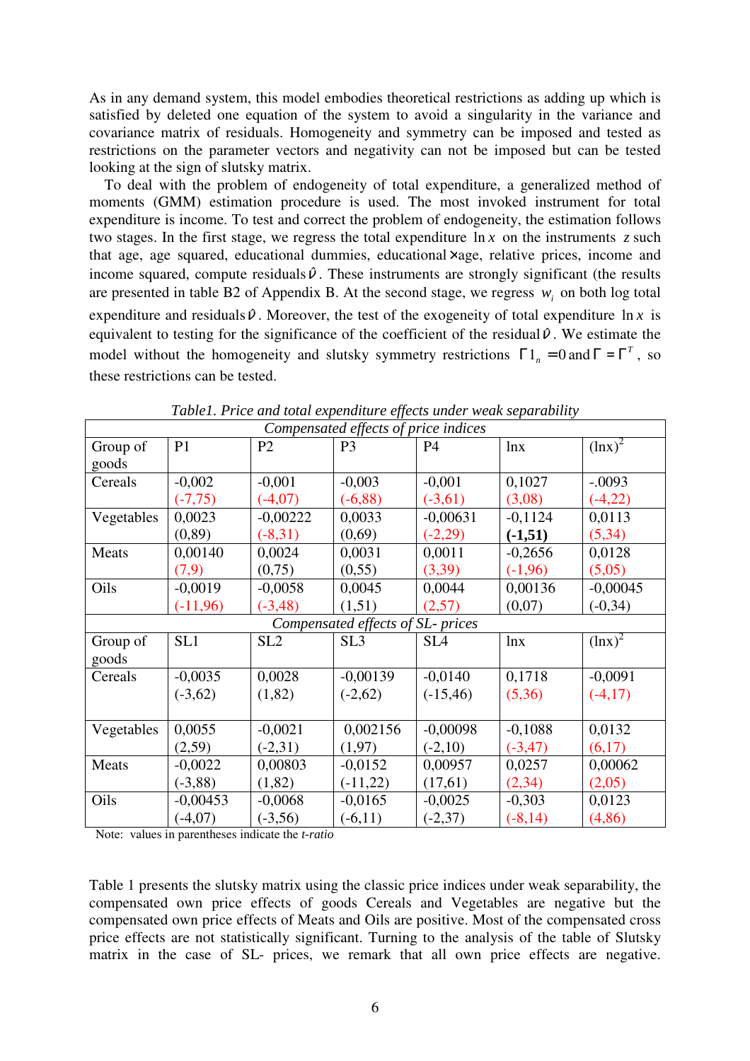As in any demand system, this model embodies theoretical restrictions as adding up which is satisfied by deleted one equation of the system to avoid a singularity in the variance and covariance matrix of residuals. Homogeneity and symmetry can be imposed and tested as restrictions on the parameter vectors and negativity can not be imposed but can be tested looking at the sign of slutsky matrix.

To deal with the problem of endogeneity of total expenditure, a generalized method of moments (GMM) estimation procedure is used. The most invoked instrument for total expenditure is income. To test and correct the problem of endogeneity, the estimation follows two stages. In the first stage, we regress the total expenditure $\ln x$ on the instruments $z$ such that age, age squared, educational dummies, educational×age, relative prices, income and income squared, compute residuals $\hat{\upsilon}$. These instruments are strongly significant (the results are presented in table B2 of Appendix B. At the second stage, we regress $w_i$ on both log total expenditure and residuals $\hat{\upsilon}$. Moreover, the test of the exogeneity of total expenditure $\ln x$ is equivalent to testing for the significance of the coefficient of the residual $\hat{\upsilon}$. We estimate the model without the homogeneity and slutsky symmetry restrictions $\Gamma 1_n = 0$ and $\Gamma = \Gamma^T$, so these restrictions can be tested.

*Table1. Price and total expenditure effects under weak separability*

| *Compensated effects of price indices* | | | | | | |
|---|---|---|---|---|---|---|
| Group of goods | P1 | P2 | P3 | P4 | lnx | $(\ln x)^2$ |
| Cereals | -0,002 (-7,75) | -0,001 (-4,07) | -0,003 (-6,88) | -0,001 (-3,61) | 0,1027 (3,08) | -.0093 (-4,22) |
| Vegetables | 0,0023 (0,89) | -0,00222 (-8,31) | 0,0033 (0,69) | -0,00631 (-2,29) | -0,1124 **(-1,51)** | 0,0113 (5,34) |
| Meats | 0,00140 (7,9) | 0,0024 (0,75) | 0,0031 (0,55) | 0,0011 (3,39) | -0,2656 (-1,96) | 0,0128 (5,05) |
| Oils | -0,0019 (-11,96) | -0,0058 (-3,48) | 0,0045 (1,51) | 0,0044 (2,57) | 0,00136 (0,07) | -0,00045 (-0,34) |
| *Compensated effects of SL- prices* | | | | | | |
| Group of goods | SL1 | SL2 | SL3 | SL4 | lnx | $(\ln x)^2$ |
| Cereals | -0,0035 (-3,62) | 0,0028 (1,82) | -0,00139 (-2,62) | -0,0140 (-15,46) | 0,1718 (5,36) | -0,0091 (-4,17) |
| Vegetables | 0,0055 (2,59) | -0,0021 (-2,31) | 0,002156 (1,97) | -0,00098 (-2,10) | -0,1088 (-3,47) | 0,0132 (6,17) |
| Meats | -0,0022 (-3,88) | 0,00803 (1,82) | -0,0152 (-11,22) | 0,00957 (17,61) | 0,0257 (2,34) | 0,00062 (2,05) |
| Oils | -0,00453 (-4,07) | -0,0068 (-3,56) | -0,0165 (-6,11) | -0,0025 (-2,37) | -0,303 (-8,14) | 0,0123 (4,86) |

Note: values in parentheses indicate the *t-ratio*

Table 1 presents the slutsky matrix using the classic price indices under weak separability, the compensated own price effects of goods Cereals and Vegetables are negative but the compensated own price effects of Meats and Oils are positive. Most of the compensated cross price effects are not statistically significant. Turning to the analysis of the table of Slutsky matrix in the case of SL- prices, we remark that all own price effects are negative.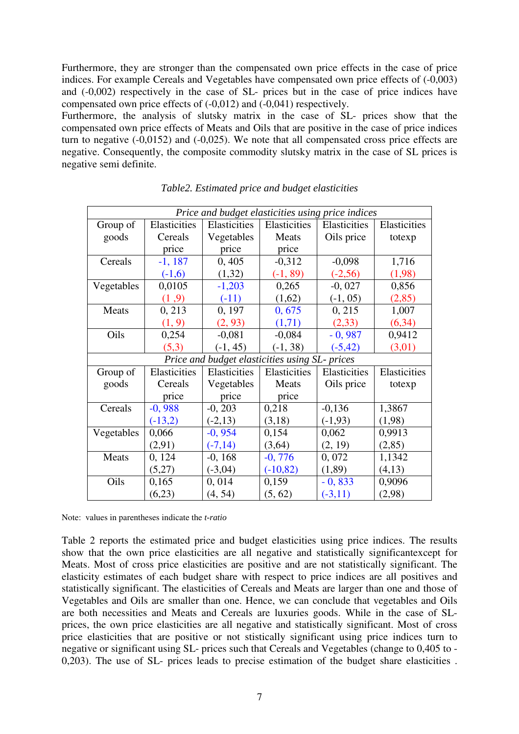Furthermore, they are stronger than the compensated own price effects in the case of price indices. For example Cereals and Vegetables have compensated own price effects of (-0,003) and (-0,002) respectively in the case of SL- prices but in the case of price indices have compensated own price effects of (-0,012) and (-0,041) respectively.
Furthermore, the analysis of slutsky matrix in the case of SL- prices show that the compensated own price effects of Meats and Oils that are positive in the case of price indices turn to negative (-0,0152) and (-0,025). We note that all compensated cross price effects are negative. Consequently, the composite commodity slutsky matrix in the case of SL prices is negative semi definite.

*Table2. Estimated price and budget elasticities*

| *Price and budget elasticities using price indices* | | | | | |
|---|---|---|---|---|---|
| Group of goods | Elasticities Cereals price | Elasticities Vegetables price | Elasticities Meats price | Elasticities Oils price | Elasticities totexp |
| Cereals | -1, 187<br>(-1,6) | 0, 405<br>(1,32) | -0,312<br>(-1, 89) | -0,098<br>(-2,56) | 1,716<br>(1,98) |
| Vegetables | 0,0105<br>(1 ,9) | -1,203<br>(-11) | 0,265<br>(1,62) | -0, 027<br>(-1, 05) | 0,856<br>(2,85) |
| Meats | 0, 213<br>(1, 9) | 0, 197<br>(2, 93) | 0, 675<br>(1,71) | 0, 215<br>(2,33) | 1,007<br>(6,34) |
| Oils | 0,254<br>(5,3) | -0,081<br>(-1, 45) | -0,084<br>(-1, 38) | - 0, 987<br>(-5,42) | 0,9412<br>(3,01) |
| *Price and budget elasticities using SL- prices* | | | | | |
| Group of goods | Elasticities Cereals price | Elasticities Vegetables price | Elasticities Meats price | Elasticities Oils price | Elasticities totexp |
| Cereals | -0, 988<br>(-13,2) | -0, 203<br>(-2,13) | 0,218<br>(3,18) | -0,136<br>(-1,93) | 1,3867<br>(1,98) |
| Vegetables | 0,066<br>(2,91) | -0, 954<br>(-7,14) | 0,154<br>(3,64) | 0,062<br>(2, 19) | 0,9913<br>(2,85) |
| Meats | 0, 124<br>(5,27) | -0, 168<br>(-3,04) | -0, 776<br>(-10,82) | 0, 072<br>(1,89) | 1,1342<br>(4,13) |
| Oils | 0,165<br>(6,23) | 0, 014<br>(4, 54) | 0,159<br>(5, 62) | - 0, 833<br>(-3,11) | 0,9096<br>(2,98) |

Note: values in parentheses indicate the *t-ratio*

Table 2 reports the estimated price and budget elasticities using price indices. The results show that the own price elasticities are all negative and statistically significantexcept for Meats. Most of cross price elasticities are positive and are not statistically significant. The elasticity estimates of each budget share with respect to price indices are all positives and statistically significant. The elasticities of Cereals and Meats are larger than one and those of Vegetables and Oils are smaller than one. Hence, we can conclude that vegetables and Oils are both necessities and Meats and Cereals are luxuries goods. While in the case of SL- prices, the own price elasticities are all negative and statistically significant. Most of cross price elasticities that are positive or not stistically significant using price indices turn to negative or significant using SL- prices such that Cereals and Vegetables (change to 0,405 to -0,203). The use of SL- prices leads to precise estimation of the budget share elasticities .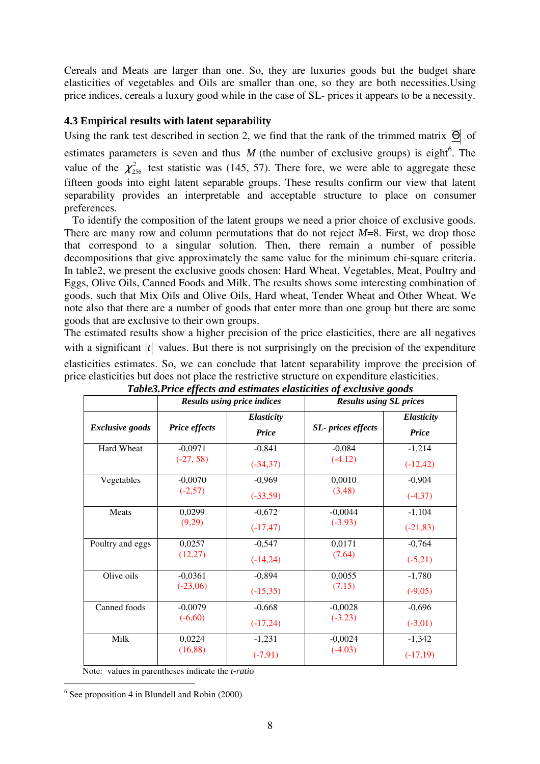Cereals and Meats are larger than one. So, they are luxuries goods but the budget share elasticities of vegetables and Oils are smaller than one, so they are both necessities.Using price indices, cereals a luxury good while in the case of SL- prices it appears to be a necessity.

### 4.3 Empirical results with latent separability

Using the rank test described in section 2, we find that the rank of the trimmed matrix $\overline{\Theta}|$ of estimates parameters is seven and thus $M$ (the number of exclusive groups) is eight[6]. The value of the $\chi^2_{256}$ test statistic was (145, 57). There fore, we were able to aggregate these fifteen goods into eight latent separable groups. These results confirm our view that latent separability provides an interpretable and acceptable structure to place on consumer preferences.

To identify the composition of the latent groups we need a prior choice of exclusive goods. There are many row and column permutations that do not reject $M$=8. First, we drop those that correspond to a singular solution. Then, there remain a number of possible decompositions that give approximately the same value for the minimum chi-square criteria. In table2, we present the exclusive goods chosen: Hard Wheat, Vegetables, Meat, Poultry and Eggs, Olive Oils, Canned Foods and Milk. The results shows some interesting combination of goods, such that Mix Oils and Olive Oils, Hard wheat, Tender Wheat and Other Wheat. We note also that there are a number of goods that enter more than one group but there are some goods that are exclusive to their own groups.

The estimated results show a higher precision of the price elasticities, there are all negatives with a significant $|t|$ values. But there is not surprisingly on the precision of the expenditure elasticities estimates. So, we can conclude that latent separability improve the precision of price elasticities but does not place the restrictive structure on expenditure elasticities.

***Table3.Price effects and estimates elasticities of exclusive goods***

| | ***Results using price indices*** | | ***Results using SL prices*** | |
|---|---|---|---|---|
| ***Exclusive goods*** | ***Price effects*** | ***Elasticity Price*** | ***SL- prices effects*** | ***Elasticity Price*** |
| Hard Wheat | -0,0971 (-27, 58) | -0,841 (-34,37) | -0,084 (-4.12) | -1,214 (-12,42) |
| Vegetables | -0,0070 (-2,57) | -0,969 (-33,59) | 0,0010 (3.48) | -0,904 (-4,37) |
| Meats | 0,0299 (9,29) | -0,672 (-17,47) | -0,0044 (-3.93) | -1,104 (-21,83) |
| Poultry and eggs | 0,0257 (12,27) | -0,547 (-14,24) | 0,0171 (7.64) | -0,764 (-5,21) |
| Olive oils | -0,0361 (-23,06) | -0,894 (-15,35) | 0,0055 (7.15) | -1,780 (-9,05) |
| Canned foods | -0,0079 (-6,60) | -0,668 (-17,24) | -0,0028 (-3.23) | -0,696 (-3,01) |
| Milk | 0,0224 (16,88) | -1,231 (-7,91) | -0,0024 (-4.03) | -1,342 (-17,19) |

Note: values in parentheses indicate the *t-ratio*

[6] See proposition 4 in Blundell and Robin (2000)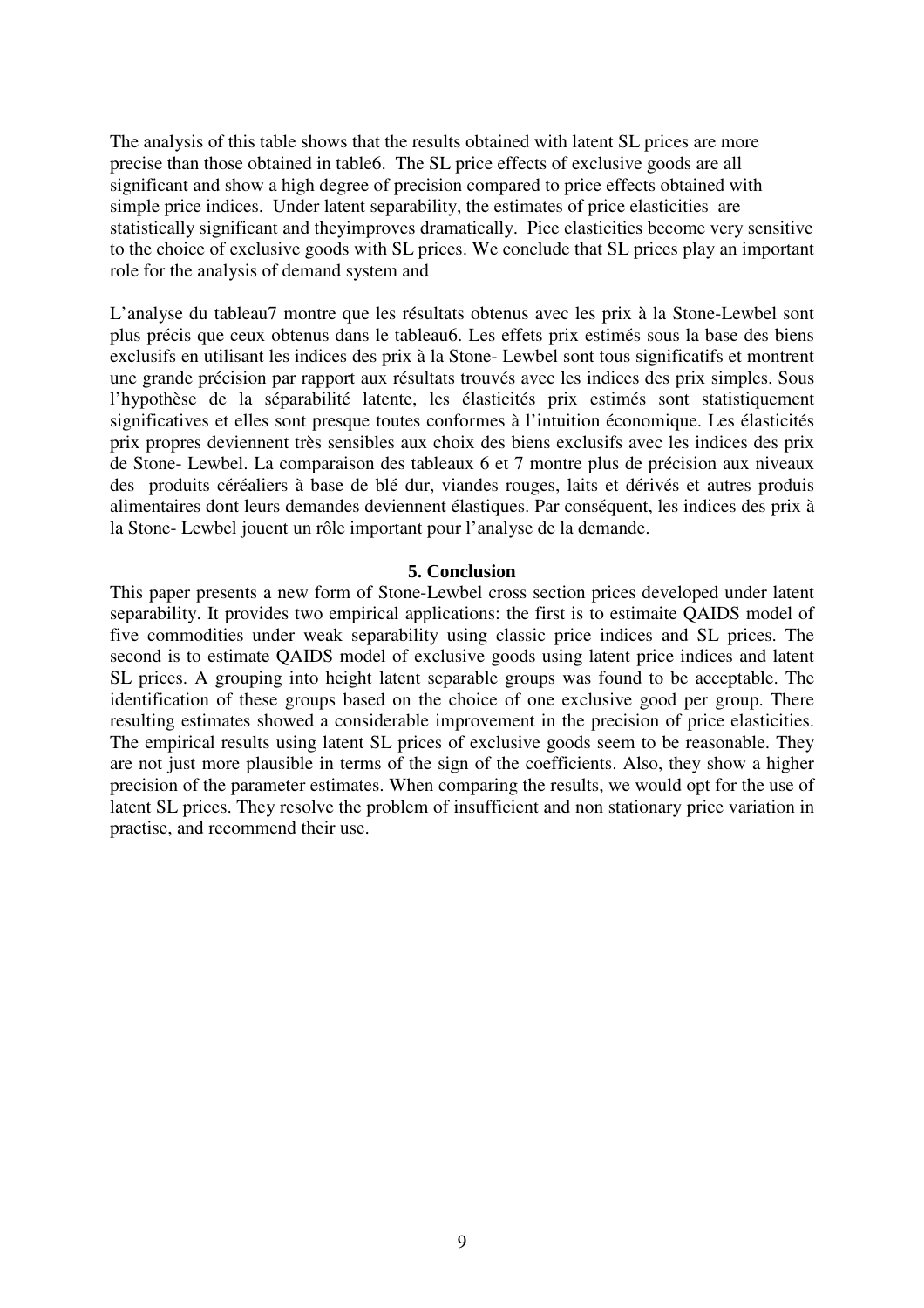The analysis of this table shows that the results obtained with latent SL prices are more precise than those obtained in table6. The SL price effects of exclusive goods are all significant and show a high degree of precision compared to price effects obtained with simple price indices. Under latent separability, the estimates of price elasticities are statistically significant and theyimproves dramatically. Pice elasticities become very sensitive to the choice of exclusive goods with SL prices. We conclude that SL prices play an important role for the analysis of demand system and

L'analyse du tableau7 montre que les résultats obtenus avec les prix à la Stone-Lewbel sont plus précis que ceux obtenus dans le tableau6. Les effets prix estimés sous la base des biens exclusifs en utilisant les indices des prix à la Stone- Lewbel sont tous significatifs et montrent une grande précision par rapport aux résultats trouvés avec les indices des prix simples. Sous l'hypothèse de la séparabilité latente, les élasticités prix estimés sont statistiquement significatives et elles sont presque toutes conformes à l'intuition économique. Les élasticités prix propres deviennent très sensibles aux choix des biens exclusifs avec les indices des prix de Stone- Lewbel. La comparaison des tableaux 6 et 7 montre plus de précision aux niveaux des produits céréaliers à base de blé dur, viandes rouges, laits et dérivés et autres produis alimentaires dont leurs demandes deviennent élastiques. Par conséquent, les indices des prix à la Stone- Lewbel jouent un rôle important pour l'analyse de la demande.

## 5. Conclusion

This paper presents a new form of Stone-Lewbel cross section prices developed under latent separability. It provides two empirical applications: the first is to estimaite QAIDS model of five commodities under weak separability using classic price indices and SL prices. The second is to estimate QAIDS model of exclusive goods using latent price indices and latent SL prices. A grouping into height latent separable groups was found to be acceptable. The identification of these groups based on the choice of one exclusive good per group. There resulting estimates showed a considerable improvement in the precision of price elasticities. The empirical results using latent SL prices of exclusive goods seem to be reasonable. They are not just more plausible in terms of the sign of the coefficients. Also, they show a higher precision of the parameter estimates. When comparing the results, we would opt for the use of latent SL prices. They resolve the problem of insufficient and non stationary price variation in practise, and recommend their use.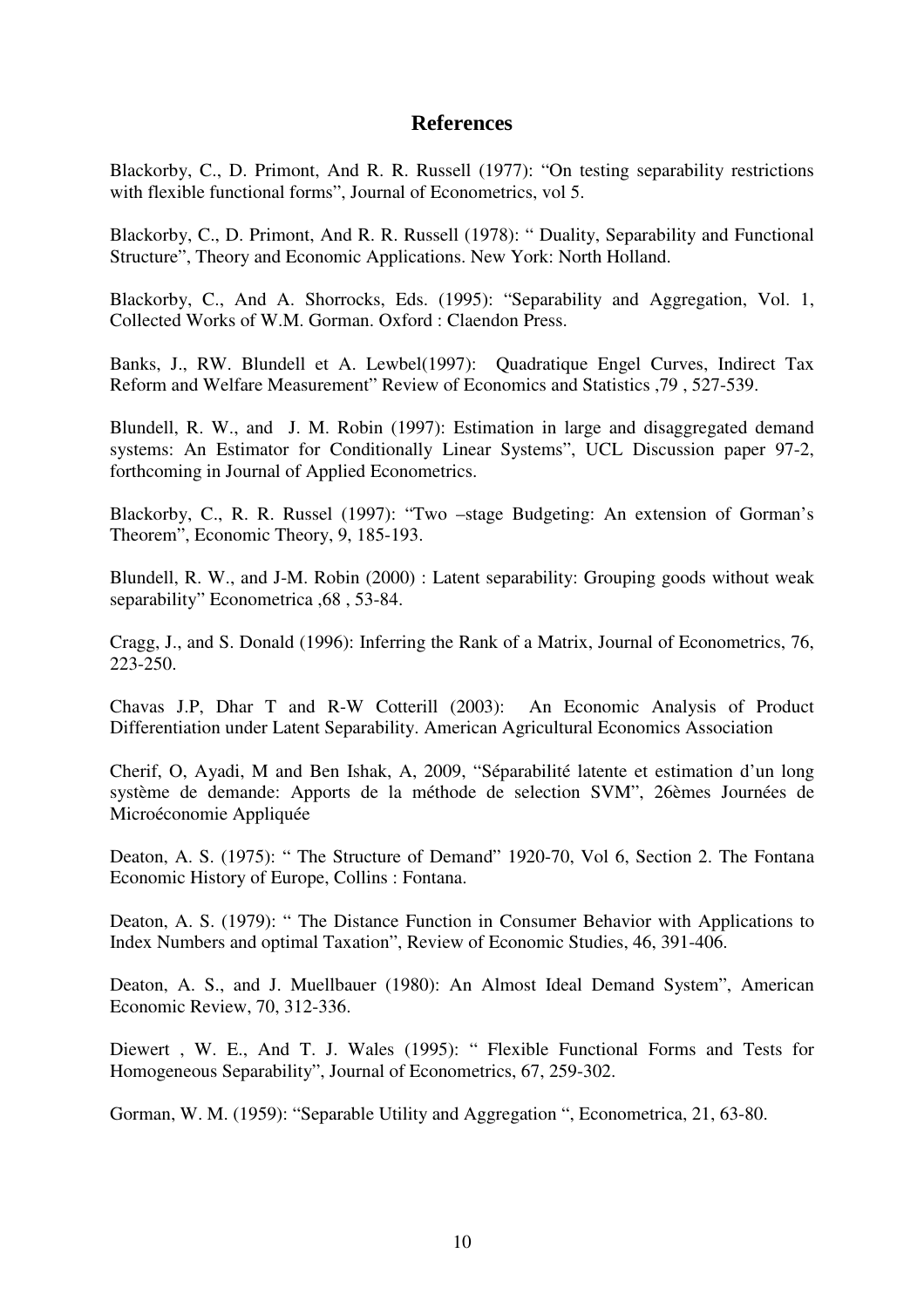## References

Blackorby, C., D. Primont, And R. R. Russell (1977): "On testing separability restrictions with flexible functional forms", Journal of Econometrics, vol 5.

Blackorby, C., D. Primont, And R. R. Russell (1978): " Duality, Separability and Functional Structure", Theory and Economic Applications. New York: North Holland.

Blackorby, C., And A. Shorrocks, Eds. (1995): "Separability and Aggregation, Vol. 1, Collected Works of W.M. Gorman. Oxford : Claendon Press.

Banks, J., RW. Blundell et A. Lewbel(1997): Quadratique Engel Curves, Indirect Tax Reform and Welfare Measurement" Review of Economics and Statistics ,79 , 527-539.

Blundell, R. W., and J. M. Robin (1997): Estimation in large and disaggregated demand systems: An Estimator for Conditionally Linear Systems", UCL Discussion paper 97-2, forthcoming in Journal of Applied Econometrics.

Blackorby, C., R. R. Russel (1997): "Two –stage Budgeting: An extension of Gorman's Theorem", Economic Theory, 9, 185-193.

Blundell, R. W., and J-M. Robin (2000) : Latent separability: Grouping goods without weak separability" Econometrica ,68 , 53-84.

Cragg, J., and S. Donald (1996): Inferring the Rank of a Matrix, Journal of Econometrics, 76, 223-250.

Chavas J.P, Dhar T and R-W Cotterill (2003): An Economic Analysis of Product Differentiation under Latent Separability. American Agricultural Economics Association

Cherif, O, Ayadi, M and Ben Ishak, A, 2009, "Séparabilité latente et estimation d'un long système de demande: Apports de la méthode de selection SVM", 26èmes Journées de Microéconomie Appliquée

Deaton, A. S. (1975): " The Structure of Demand" 1920-70, Vol 6, Section 2. The Fontana Economic History of Europe, Collins : Fontana.

Deaton, A. S. (1979): " The Distance Function in Consumer Behavior with Applications to Index Numbers and optimal Taxation", Review of Economic Studies, 46, 391-406.

Deaton, A. S., and J. Muellbauer (1980): An Almost Ideal Demand System", American Economic Review, 70, 312-336.

Diewert , W. E., And T. J. Wales (1995): " Flexible Functional Forms and Tests for Homogeneous Separability", Journal of Econometrics, 67, 259-302.

Gorman, W. M. (1959): "Separable Utility and Aggregation ", Econometrica, 21, 63-80.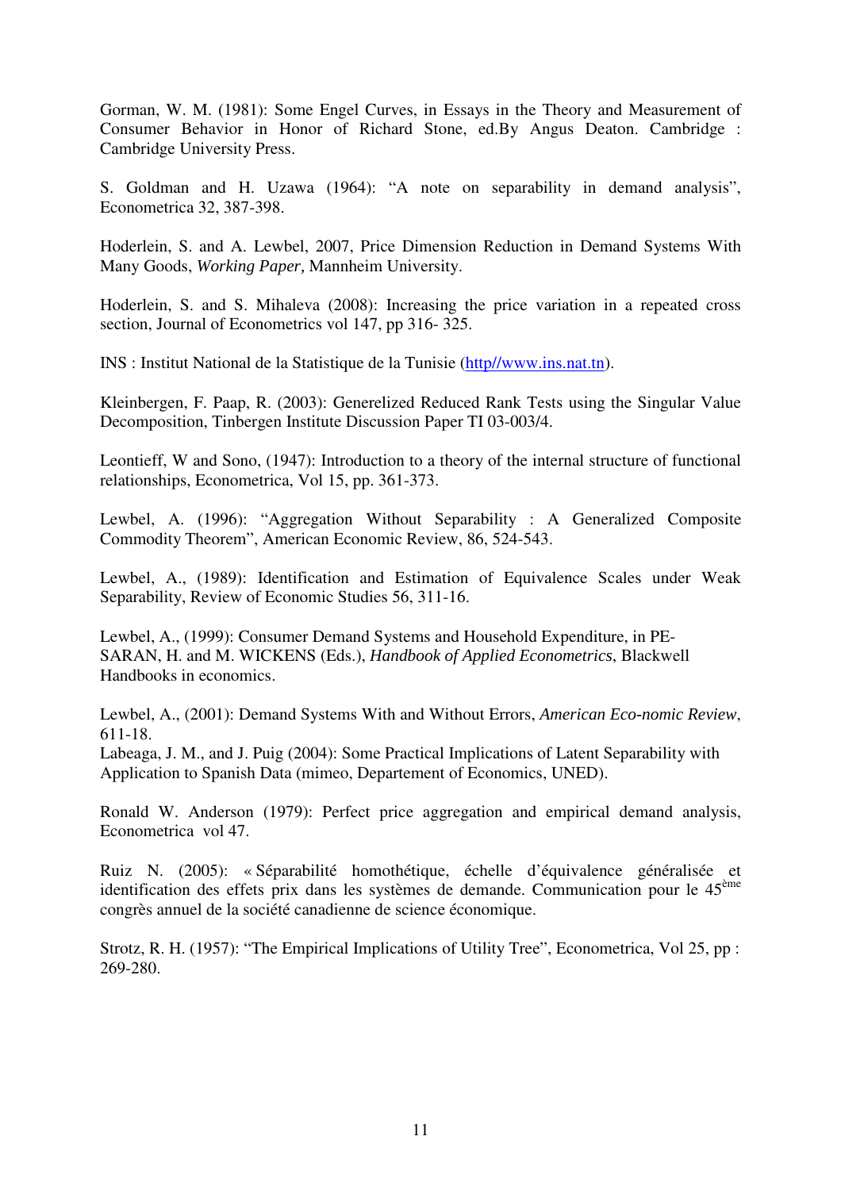Gorman, W. M. (1981): Some Engel Curves, in Essays in the Theory and Measurement of Consumer Behavior in Honor of Richard Stone, ed.By Angus Deaton. Cambridge : Cambridge University Press.

S. Goldman and H. Uzawa (1964): "A note on separability in demand analysis", Econometrica 32, 387-398.

Hoderlein, S. and A. Lewbel, 2007, Price Dimension Reduction in Demand Systems With Many Goods, *Working Paper,* Mannheim University.

Hoderlein, S. and S. Mihaleva (2008): Increasing the price variation in a repeated cross section, Journal of Econometrics vol 147, pp 316- 325.

INS : Institut National de la Statistique de la Tunisie (http//www.ins.nat.tn).

Kleinbergen, F. Paap, R. (2003): Generelized Reduced Rank Tests using the Singular Value Decomposition, Tinbergen Institute Discussion Paper TI 03-003/4.

Leontieff, W and Sono, (1947): Introduction to a theory of the internal structure of functional relationships, Econometrica, Vol 15, pp. 361-373.

Lewbel, A. (1996): "Aggregation Without Separability : A Generalized Composite Commodity Theorem", American Economic Review, 86, 524-543.

Lewbel, A., (1989): Identification and Estimation of Equivalence Scales under Weak Separability, Review of Economic Studies 56, 311-16.

Lewbel, A., (1999): Consumer Demand Systems and Household Expenditure, in PE-SARAN, H. and M. WICKENS (Eds.), *Handbook of Applied Econometrics*, Blackwell Handbooks in economics.

Lewbel, A., (2001): Demand Systems With and Without Errors, *American Eco-nomic Review*, 611-18.
Labeaga, J. M., and J. Puig (2004): Some Practical Implications of Latent Separability with Application to Spanish Data (mimeo, Departement of Economics, UNED).

Ronald W. Anderson (1979): Perfect price aggregation and empirical demand analysis, Econometrica vol 47.

Ruiz N. (2005): « Séparabilité homothétique, échelle d'équivalence généralisée et identification des effets prix dans les systèmes de demande. Communication pour le 45[ème] congrès annuel de la société canadienne de science économique.

Strotz, R. H. (1957): "The Empirical Implications of Utility Tree", Econometrica, Vol 25, pp : 269-280.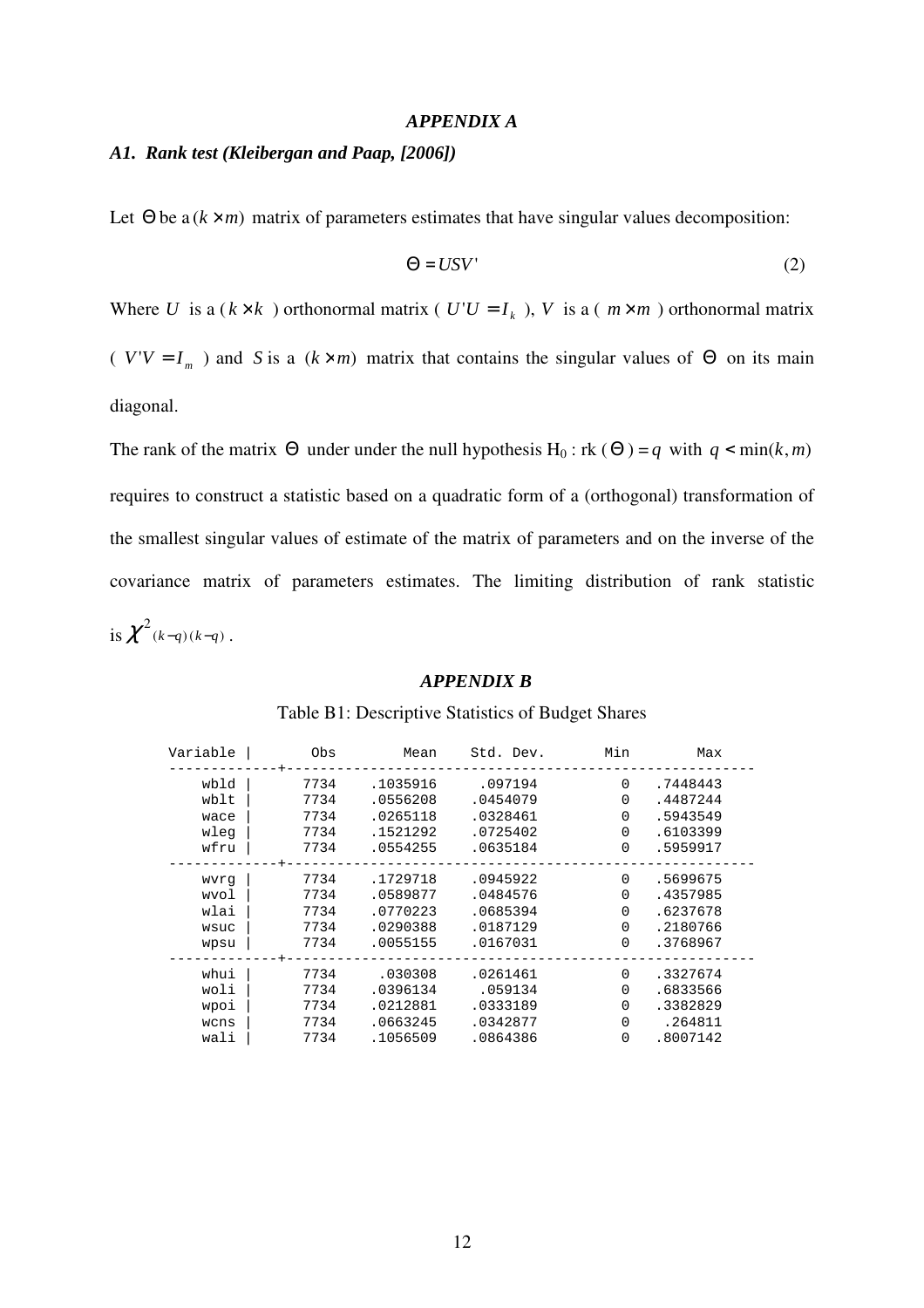### *APPENDIX A*

### *A1. Rank test (Kleibergan and Paap, [2006])*

Let $\Theta$ be a $(k \times m)$ matrix of parameters estimates that have singular values decomposition:

$$\Theta = USV' \tag{2}$$

Where $U$ is a ($k \times k$) orthonormal matrix ($U'U = I_k$), $V$ is a ($m \times m$) orthonormal matrix ($V'V = I_m$) and $S$ is a $(k \times m)$ matrix that contains the singular values of $\Theta$ on its main diagonal.

The rank of the matrix $\Theta$ under under the null hypothesis $H_0$ : rk ($\Theta$) $= q$ with $q < \min(k, m)$ requires to construct a statistic based on a quadratic form of a (orthogonal) transformation of the smallest singular values of estimate of the matrix of parameters and on the inverse of the covariance matrix of parameters estimates. The limiting distribution of rank statistic is $\chi^2_{(k-q)(k-q)}$.

### *APPENDIX B*

Table B1: Descriptive Statistics of Budget Shares

| Variable | Obs | Mean | Std. Dev. | Min | Max |
|---|---|---|---|---|---|
| wbld | 7734 | .1035916 | .097194 | 0 | .7448443 |
| wblt | 7734 | .0556208 | .0454079 | 0 | .4487244 |
| wace | 7734 | .0265118 | .0328461 | 0 | .5943549 |
| wleg | 7734 | .1521292 | .0725402 | 0 | .6103399 |
| wfru | 7734 | .0554255 | .0635184 | 0 | .5959917 |
| wvrg | 7734 | .1729718 | .0945922 | 0 | .5699675 |
| wvol | 7734 | .0589877 | .0484576 | 0 | .4357985 |
| wlai | 7734 | .0770223 | .0685394 | 0 | .6237678 |
| wsuc | 7734 | .0290388 | .0187129 | 0 | .2180766 |
| wpsu | 7734 | .0055155 | .0167031 | 0 | .3768967 |
| whui | 7734 | .030308 | .0261461 | 0 | .3327674 |
| woli | 7734 | .0396134 | .059134 | 0 | .6833566 |
| wpoi | 7734 | .0212881 | .0333189 | 0 | .3382829 |
| wcns | 7734 | .0663245 | .0342877 | 0 | .264811 |
| wali | 7734 | .1056509 | .0864386 | 0 | .8007142 |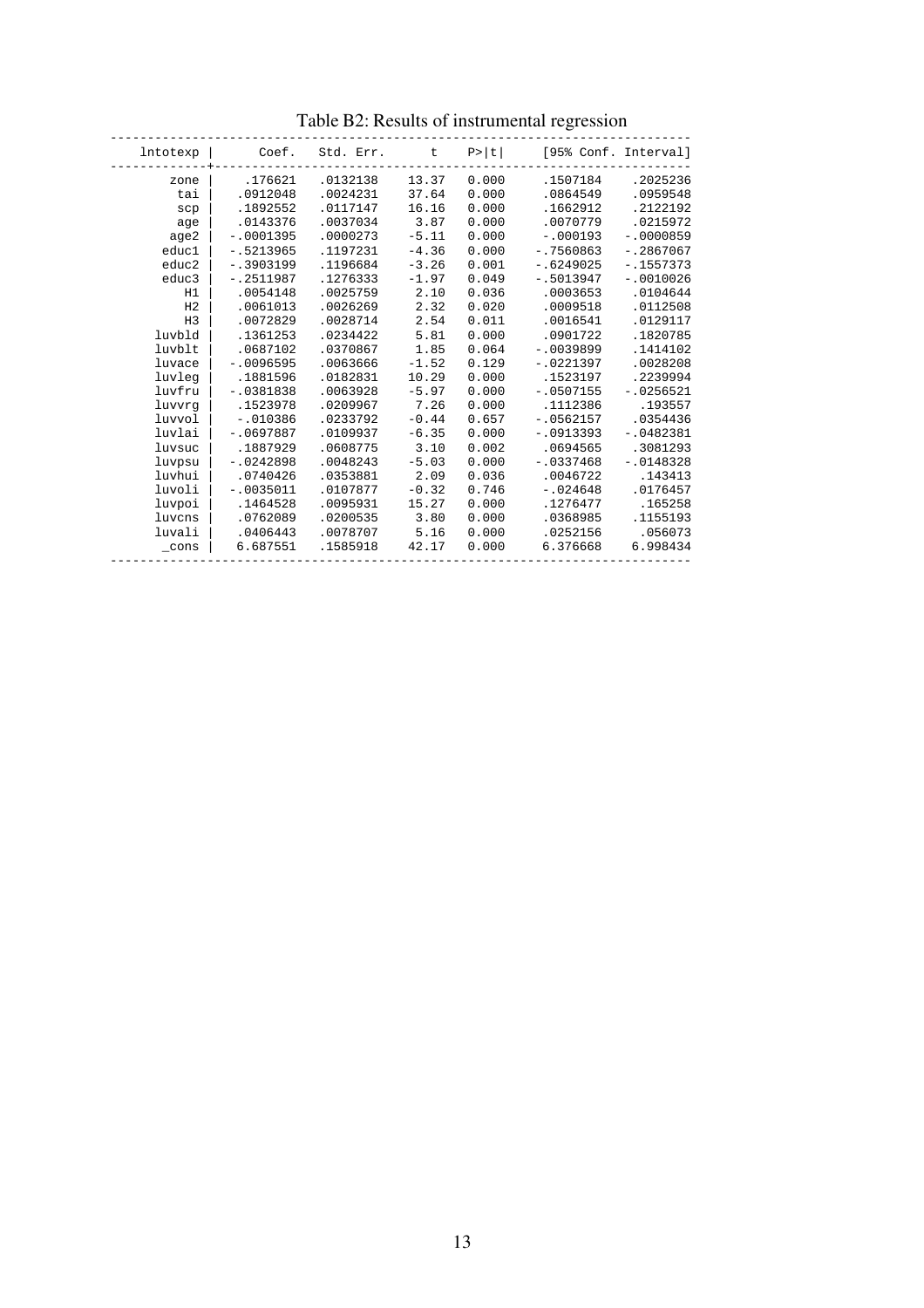Table B2: Results of instrumental regression

| lntotexp | Coef. | Std. Err. | t | P>\|t\| | [95% Conf. | Interval] |
|---|---|---|---|---|---|---|
| zone | .176621 | .0132138 | 13.37 | 0.000 | .1507184 | .2025236 |
| tai | .0912048 | .0024231 | 37.64 | 0.000 | .0864549 | .0959548 |
| scp | .1892552 | .0117147 | 16.16 | 0.000 | .1662912 | .2122192 |
| age | .0143376 | .0037034 | 3.87 | 0.000 | .0070779 | .0215972 |
| age2 | -.0001395 | .0000273 | -5.11 | 0.000 | -.000193 | -.0000859 |
| educ1 | -.5213965 | .1197231 | -4.36 | 0.000 | -.7560863 | -.2867067 |
| educ2 | -.3903199 | .1196684 | -3.26 | 0.001 | -.6249025 | -.1557373 |
| educ3 | -.2511987 | .1276333 | -1.97 | 0.049 | -.5013947 | -.0010026 |
| H1 | .0054148 | .0025759 | 2.10 | 0.036 | .0003653 | .0104644 |
| H2 | .0061013 | .0026269 | 2.32 | 0.020 | .0009518 | .0112508 |
| H3 | .0072829 | .0028714 | 2.54 | 0.011 | .0016541 | .0129117 |
| luvbld | .1361253 | .0234422 | 5.81 | 0.000 | .0901722 | .1820785 |
| luvblt | .0687102 | .0370867 | 1.85 | 0.064 | -.0039899 | .1414102 |
| luvace | -.0096595 | .0063666 | -1.52 | 0.129 | -.0221397 | .0028208 |
| luvleg | .1881596 | .0182831 | 10.29 | 0.000 | .1523197 | .2239994 |
| luvfru | -.0381838 | .0063928 | -5.97 | 0.000 | -.0507155 | -.0256521 |
| luvvrg | .1523978 | .0209967 | 7.26 | 0.000 | .1112386 | .193557 |
| luvvol | -.010386 | .0233792 | -0.44 | 0.657 | -.0562157 | .0354436 |
| luvlai | -.0697887 | .0109937 | -6.35 | 0.000 | -.0913393 | -.0482381 |
| luvsuc | .1887929 | .0608775 | 3.10 | 0.002 | .0694565 | .3081293 |
| luvpsu | -.0242898 | .0048243 | -5.03 | 0.000 | -.0337468 | -.0148328 |
| luvhui | .0740426 | .0353881 | 2.09 | 0.036 | .0046722 | .143413 |
| luvoli | -.0035011 | .0107877 | -0.32 | 0.746 | -.024648 | .0176457 |
| luvpoi | .1464528 | .0095931 | 15.27 | 0.000 | .1276477 | .165258 |
| luvcns | .0762089 | .0200535 | 3.80 | 0.000 | .0368985 | .1155193 |
| luvali | .0406443 | .0078707 | 5.16 | 0.000 | .0252156 | .056073 |
| _cons | 6.687551 | .1585918 | 42.17 | 0.000 | 6.376668 | 6.998434 |